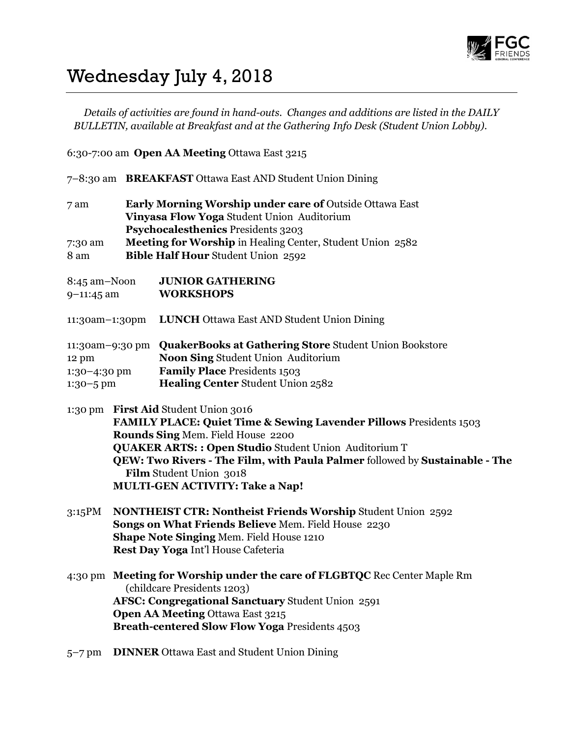# Wednesday July 4, 2018

*Details of activities are found in hand-outs. Changes and additions are listed in the DAILY BULLETIN, available at Breakfast and at the Gathering Info Desk (Student Union Lobby).*

6:30-7:00 am **Open AA Meeting** Ottawa East 3215

7–8:30 am **BREAKFAST** Ottawa East AND Student Union Dining

7 am **Early Morning Worship under care of** Outside Ottawa East
**Vinyasa Flow Yoga** Student Union Auditorium
**Psychocalesthenics** Presidents 3203

7:30 am **Meeting for Worship** in Healing Center, Student Union 2582

8 am **Bible Half Hour** Student Union 2592

8:45 am–Noon **JUNIOR GATHERING**

9–11:45 am **WORKSHOPS**

11:30am–1:30pm **LUNCH** Ottawa East AND Student Union Dining

11:30am–9:30 pm **QuakerBooks at Gathering Store** Student Union Bookstore

12 pm **Noon Sing** Student Union Auditorium

1:30–4:30 pm **Family Place** Presidents 1503

1:30–5 pm **Healing Center** Student Union 2582

1:30 pm **First Aid** Student Union 3016
**FAMILY PLACE: Quiet Time & Sewing Lavender Pillows** Presidents 1503
**Rounds Sing** Mem. Field House 2200
**QUAKER ARTS: : Open Studio** Student Union Auditorium T
**QEW: Two Rivers - The Film, with Paula Palmer** followed by **Sustainable - The Film** Student Union 3018
**MULTI-GEN ACTIVITY: Take a Nap!**

3:15PM **NONTHEIST CTR: Nontheist Friends Worship** Student Union 2592
**Songs on What Friends Believe** Mem. Field House 2230
**Shape Note Singing** Mem. Field House 1210
**Rest Day Yoga** Int'l House Cafeteria

4:30 pm **Meeting for Worship under the care of FLGBTQC** Rec Center Maple Rm (childcare Presidents 1203)
**AFSC: Congregational Sanctuary** Student Union 2591
**Open AA Meeting** Ottawa East 3215
**Breath-centered Slow Flow Yoga** Presidents 4503

5–7 pm **DINNER** Ottawa East and Student Union Dining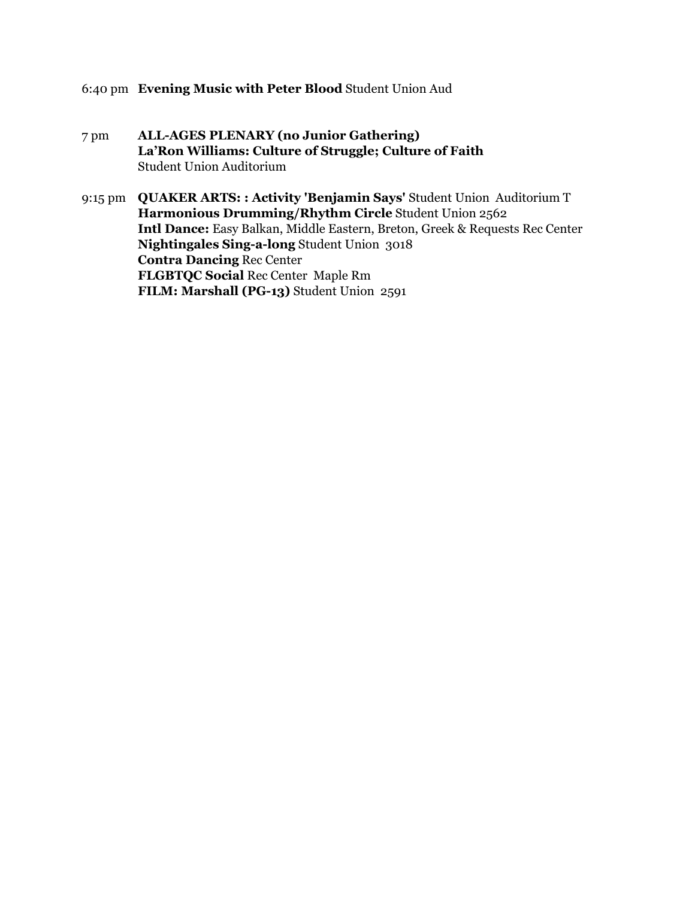6:40 pm **Evening Music with Peter Blood** Student Union Aud

7 pm **ALL-AGES PLENARY (no Junior Gathering)**
**La'Ron Williams: Culture of Struggle; Culture of Faith**
Student Union Auditorium

9:15 pm **QUAKER ARTS: : Activity 'Benjamin Says'** Student Union Auditorium T
**Harmonious Drumming/Rhythm Circle** Student Union 2562
**Intl Dance:** Easy Balkan, Middle Eastern, Breton, Greek & Requests Rec Center
**Nightingales Sing-a-long** Student Union 3018
**Contra Dancing** Rec Center
**FLGBTQC Social** Rec Center Maple Rm
**FILM: Marshall (PG-13)** Student Union 2591